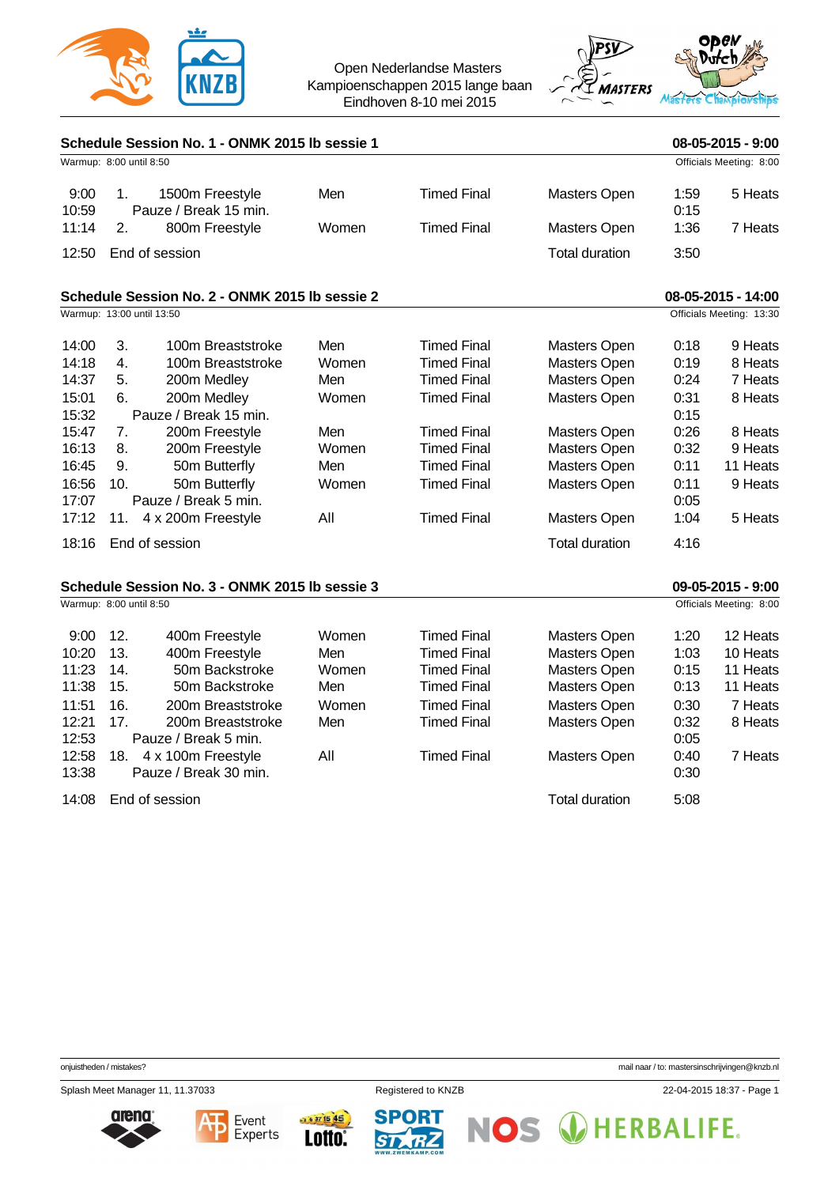Open Nederlandse Masters
Kampioenschappen 2015 lange baan
Eindhoven 8-10 mei 2015

## Schedule Session No. 1 - ONMK 2015 lb sessie 1

**08-05-2015 - 9:00**

Warmup: 8:00 until 8:50 — Officials Meeting: 8:00

| Time | No. | Event | Gender | Type | Category | Duration | Heats |
|---|---|---|---|---|---|---|---|
| 9:00 | 1. | 1500m Freestyle | Men | Timed Final | Masters Open | 1:59 | 5 Heats |
| 10:59 | | Pauze / Break 15 min. | | | | 0:15 | |
| 11:14 | 2. | 800m Freestyle | Women | Timed Final | Masters Open | 1:36 | 7 Heats |
| 12:50 | | End of session | | | Total duration | 3:50 | |

## Schedule Session No. 2 - ONMK 2015 lb sessie 2

**08-05-2015 - 14:00**

Warmup: 13:00 until 13:50 — Officials Meeting: 13:30

| Time | No. | Event | Gender | Type | Category | Duration | Heats |
|---|---|---|---|---|---|---|---|
| 14:00 | 3. | 100m Breaststroke | Men | Timed Final | Masters Open | 0:18 | 9 Heats |
| 14:18 | 4. | 100m Breaststroke | Women | Timed Final | Masters Open | 0:19 | 8 Heats |
| 14:37 | 5. | 200m Medley | Men | Timed Final | Masters Open | 0:24 | 7 Heats |
| 15:01 | 6. | 200m Medley | Women | Timed Final | Masters Open | 0:31 | 8 Heats |
| 15:32 | | Pauze / Break 15 min. | | | | 0:15 | |
| 15:47 | 7. | 200m Freestyle | Men | Timed Final | Masters Open | 0:26 | 8 Heats |
| 16:13 | 8. | 200m Freestyle | Women | Timed Final | Masters Open | 0:32 | 9 Heats |
| 16:45 | 9. | 50m Butterfly | Men | Timed Final | Masters Open | 0:11 | 11 Heats |
| 16:56 | 10. | 50m Butterfly | Women | Timed Final | Masters Open | 0:11 | 9 Heats |
| 17:07 | | Pauze / Break 5 min. | | | | 0:05 | |
| 17:12 | 11. | 4 x 200m Freestyle | All | Timed Final | Masters Open | 1:04 | 5 Heats |
| 18:16 | | End of session | | | Total duration | 4:16 | |

## Schedule Session No. 3 - ONMK 2015 lb sessie 3

**09-05-2015 - 9:00**

Warmup: 8:00 until 8:50 — Officials Meeting: 8:00

| Time | No. | Event | Gender | Type | Category | Duration | Heats |
|---|---|---|---|---|---|---|---|
| 9:00 | 12. | 400m Freestyle | Women | Timed Final | Masters Open | 1:20 | 12 Heats |
| 10:20 | 13. | 400m Freestyle | Men | Timed Final | Masters Open | 1:03 | 10 Heats |
| 11:23 | 14. | 50m Backstroke | Women | Timed Final | Masters Open | 0:15 | 11 Heats |
| 11:38 | 15. | 50m Backstroke | Men | Timed Final | Masters Open | 0:13 | 11 Heats |
| 11:51 | 16. | 200m Breaststroke | Women | Timed Final | Masters Open | 0:30 | 7 Heats |
| 12:21 | 17. | 200m Breaststroke | Men | Timed Final | Masters Open | 0:32 | 8 Heats |
| 12:53 | | Pauze / Break 5 min. | | | | 0:05 | |
| 12:58 | 18. | 4 x 100m Freestyle | All | Timed Final | Masters Open | 0:40 | 7 Heats |
| 13:38 | | Pauze / Break 30 min. | | | | 0:30 | |
| 14:08 | | End of session | | | Total duration | 5:08 | |

onjuistheden / mistakes? mail naar / to: mastersinschrijvingen@knzb.nl

Splash Meet Manager 11, 11.37033 — Registered to KNZB — 22-04-2015 18:37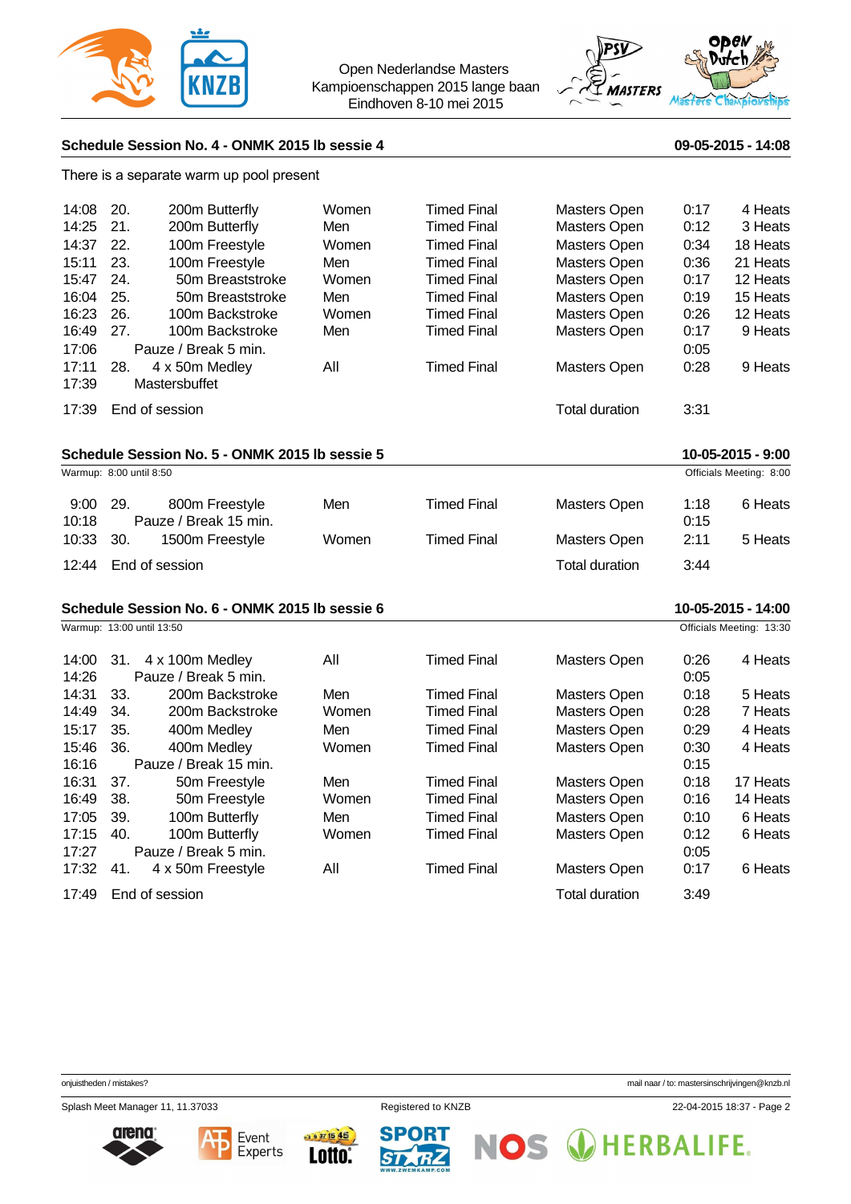Open Nederlandse Masters
Kampioenschappen 2015 lange baan
Eindhoven 8-10 mei 2015

## Schedule Session No. 4 - ONMK 2015 lb sessie 4 — 09-05-2015 - 14:08

There is a separate warm up pool present

| | | | | | | | |
|---|---|---|---|---|---|---|---|
| 14:08 | 20. | 200m Butterfly | Women | Timed Final | Masters Open | 0:17 | 4 Heats |
| 14:25 | 21. | 200m Butterfly | Men | Timed Final | Masters Open | 0:12 | 3 Heats |
| 14:37 | 22. | 100m Freestyle | Women | Timed Final | Masters Open | 0:34 | 18 Heats |
| 15:11 | 23. | 100m Freestyle | Men | Timed Final | Masters Open | 0:36 | 21 Heats |
| 15:47 | 24. | 50m Breaststroke | Women | Timed Final | Masters Open | 0:17 | 12 Heats |
| 16:04 | 25. | 50m Breaststroke | Men | Timed Final | Masters Open | 0:19 | 15 Heats |
| 16:23 | 26. | 100m Backstroke | Women | Timed Final | Masters Open | 0:26 | 12 Heats |
| 16:49 | 27. | 100m Backstroke | Men | Timed Final | Masters Open | 0:17 | 9 Heats |
| 17:06 | | Pauze / Break 5 min. | | | | 0:05 | |
| 17:11 | 28. | 4 x 50m Medley | All | Timed Final | Masters Open | 0:28 | 9 Heats |
| 17:39 | | Mastersbuffet | | | | | |
| 17:39 | | End of session | | | Total duration | 3:31 | |

## Schedule Session No. 5 - ONMK 2015 lb sessie 5 — 10-05-2015 - 9:00

Warmup: 8:00 until 8:50 — Officials Meeting: 8:00

| | | | | | | | |
|---|---|---|---|---|---|---|---|
| 9:00 | 29. | 800m Freestyle | Men | Timed Final | Masters Open | 1:18 | 6 Heats |
| 10:18 | | Pauze / Break 15 min. | | | | 0:15 | |
| 10:33 | 30. | 1500m Freestyle | Women | Timed Final | Masters Open | 2:11 | 5 Heats |
| 12:44 | | End of session | | | Total duration | 3:44 | |

## Schedule Session No. 6 - ONMK 2015 lb sessie 6 — 10-05-2015 - 14:00

Warmup: 13:00 until 13:50 — Officials Meeting: 13:30

| | | | | | | | |
|---|---|---|---|---|---|---|---|
| 14:00 | 31. | 4 x 100m Medley | All | Timed Final | Masters Open | 0:26 | 4 Heats |
| 14:26 | | Pauze / Break 5 min. | | | | 0:05 | |
| 14:31 | 33. | 200m Backstroke | Men | Timed Final | Masters Open | 0:18 | 5 Heats |
| 14:49 | 34. | 200m Backstroke | Women | Timed Final | Masters Open | 0:28 | 7 Heats |
| 15:17 | 35. | 400m Medley | Men | Timed Final | Masters Open | 0:29 | 4 Heats |
| 15:46 | 36. | 400m Medley | Women | Timed Final | Masters Open | 0:30 | 4 Heats |
| 16:16 | | Pauze / Break 15 min. | | | | 0:15 | |
| 16:31 | 37. | 50m Freestyle | Men | Timed Final | Masters Open | 0:18 | 17 Heats |
| 16:49 | 38. | 50m Freestyle | Women | Timed Final | Masters Open | 0:16 | 14 Heats |
| 17:05 | 39. | 100m Butterfly | Men | Timed Final | Masters Open | 0:10 | 6 Heats |
| 17:15 | 40. | 100m Butterfly | Women | Timed Final | Masters Open | 0:12 | 6 Heats |
| 17:27 | | Pauze / Break 5 min. | | | | 0:05 | |
| 17:32 | 41. | 4 x 50m Freestyle | All | Timed Final | Masters Open | 0:17 | 6 Heats |
| 17:49 | | End of session | | | Total duration | 3:49 | |

onjuistheden / mistakes? — mail naar / to: mastersinschrijvingen@knzb.nl

Splash Meet Manager 11, 11.37033 — Registered to KNZB — 22-04-2015 18:37